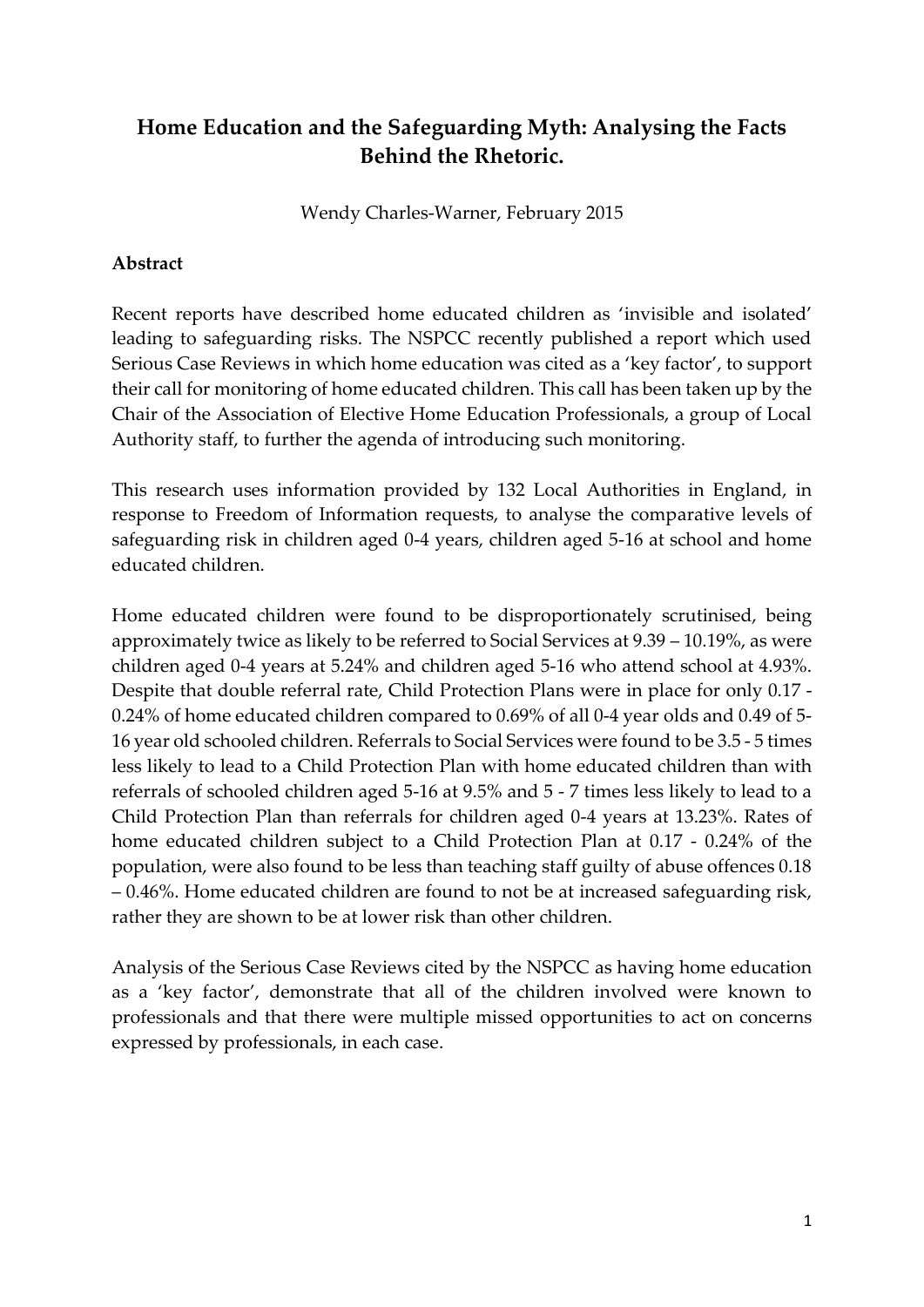# Home Education and the Safeguarding Myth: Analysing the Facts Behind the Rhetoric.

Wendy Charles-Warner, February 2015

## Abstract

Recent reports have described home educated children as 'invisible and isolated' leading to safeguarding risks. The NSPCC recently published a report which used Serious Case Reviews in which home education was cited as a 'key factor', to support their call for monitoring of home educated children. This call has been taken up by the Chair of the Association of Elective Home Education Professionals, a group of Local Authority staff, to further the agenda of introducing such monitoring.

This research uses information provided by 132 Local Authorities in England, in response to Freedom of Information requests, to analyse the comparative levels of safeguarding risk in children aged 0-4 years, children aged 5-16 at school and home educated children.

Home educated children were found to be disproportionately scrutinised, being approximately twice as likely to be referred to Social Services at 9.39 – 10.19%, as were children aged 0-4 years at 5.24% and children aged 5-16 who attend school at 4.93%. Despite that double referral rate, Child Protection Plans were in place for only 0.17 - 0.24% of home educated children compared to 0.69% of all 0-4 year olds and 0.49 of 5-16 year old schooled children. Referrals to Social Services were found to be 3.5 - 5 times less likely to lead to a Child Protection Plan with home educated children than with referrals of schooled children aged 5-16 at 9.5% and 5 - 7 times less likely to lead to a Child Protection Plan than referrals for children aged 0-4 years at 13.23%. Rates of home educated children subject to a Child Protection Plan at 0.17 - 0.24% of the population, were also found to be less than teaching staff guilty of abuse offences 0.18 – 0.46%. Home educated children are found to not be at increased safeguarding risk, rather they are shown to be at lower risk than other children.

Analysis of the Serious Case Reviews cited by the NSPCC as having home education as a 'key factor', demonstrate that all of the children involved were known to professionals and that there were multiple missed opportunities to act on concerns expressed by professionals, in each case.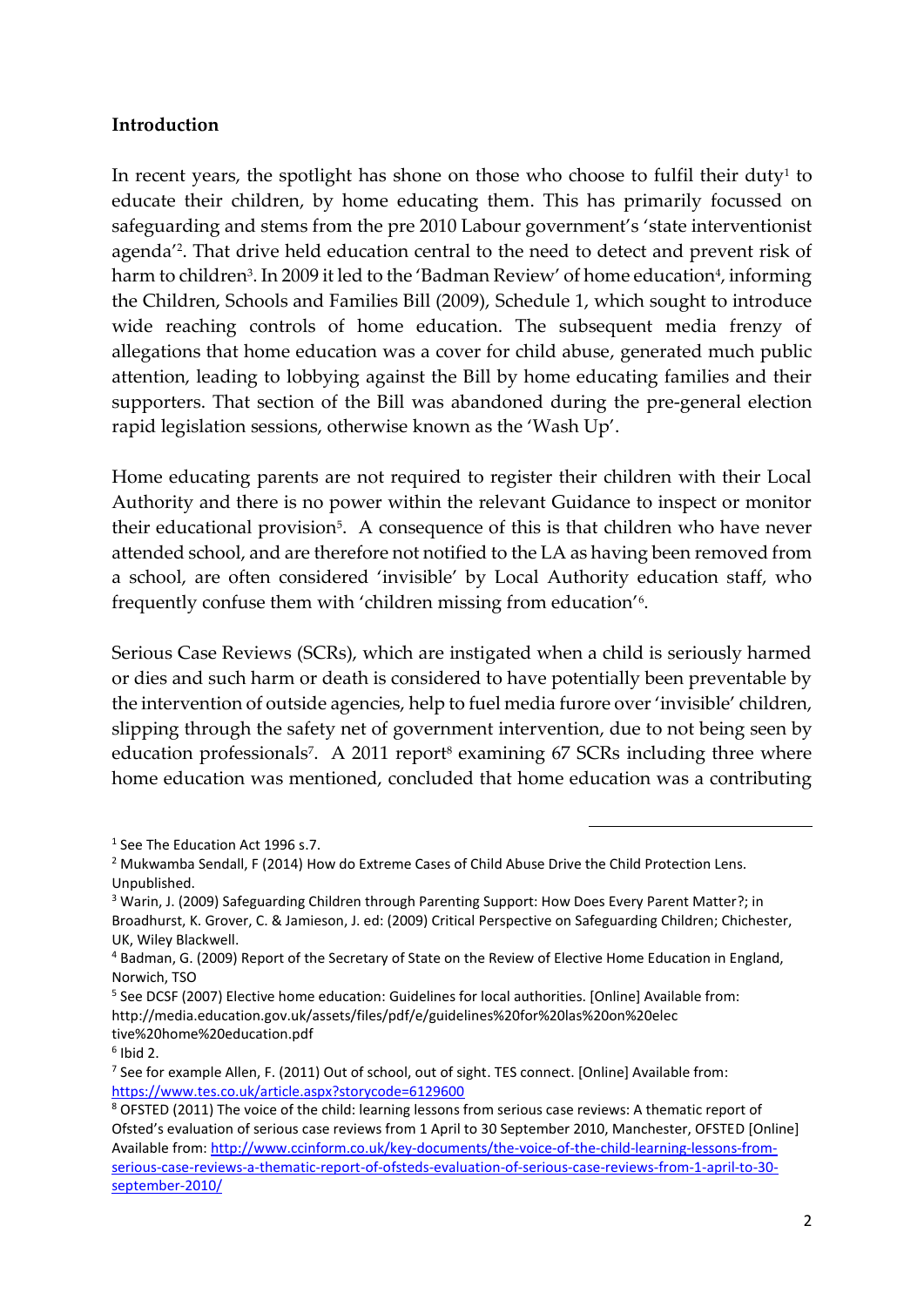## Introduction

In recent years, the spotlight has shone on those who choose to fulfil their duty[1] to educate their children, by home educating them. This has primarily focussed on safeguarding and stems from the pre 2010 Labour government's 'state interventionist agenda'[2]. That drive held education central to the need to detect and prevent risk of harm to children[3]. In 2009 it led to the 'Badman Review' of home education[4], informing the Children, Schools and Families Bill (2009), Schedule 1, which sought to introduce wide reaching controls of home education. The subsequent media frenzy of allegations that home education was a cover for child abuse, generated much public attention, leading to lobbying against the Bill by home educating families and their supporters. That section of the Bill was abandoned during the pre-general election rapid legislation sessions, otherwise known as the 'Wash Up'.

Home educating parents are not required to register their children with their Local Authority and there is no power within the relevant Guidance to inspect or monitor their educational provision[5]. A consequence of this is that children who have never attended school, and are therefore not notified to the LA as having been removed from a school, are often considered 'invisible' by Local Authority education staff, who frequently confuse them with 'children missing from education'[6].

Serious Case Reviews (SCRs), which are instigated when a child is seriously harmed or dies and such harm or death is considered to have potentially been preventable by the intervention of outside agencies, help to fuel media furore over 'invisible' children, slipping through the safety net of government intervention, due to not being seen by education professionals[7]. A 2011 report[8] examining 67 SCRs including three where home education was mentioned, concluded that home education was a contributing

---

[1] See The Education Act 1996 s.7.

[2] Mukwamba Sendall, F (2014) How do Extreme Cases of Child Abuse Drive the Child Protection Lens. Unpublished.

[3] Warin, J. (2009) Safeguarding Children through Parenting Support: How Does Every Parent Matter?; in Broadhurst, K. Grover, C. & Jamieson, J. ed: (2009) Critical Perspective on Safeguarding Children; Chichester, UK, Wiley Blackwell.

[4] Badman, G. (2009) Report of the Secretary of State on the Review of Elective Home Education in England, Norwich, TSO

[5] See DCSF (2007) Elective home education: Guidelines for local authorities. [Online] Available from: http://media.education.gov.uk/assets/files/pdf/e/guidelines%20for%20las%20on%20elec tive%20home%20education.pdf

[6] Ibid 2.

[7] See for example Allen, F. (2011) Out of school, out of sight. TES connect. [Online] Available from: https://www.tes.co.uk/article.aspx?storycode=6129600

[8] OFSTED (2011) The voice of the child: learning lessons from serious case reviews: A thematic report of Ofsted's evaluation of serious case reviews from 1 April to 30 September 2010, Manchester, OFSTED [Online] Available from: http://www.ccinform.co.uk/key-documents/the-voice-of-the-child-learning-lessons-from-serious-case-reviews-a-thematic-report-of-ofsteds-evaluation-of-serious-case-reviews-from-1-april-to-30-september-2010/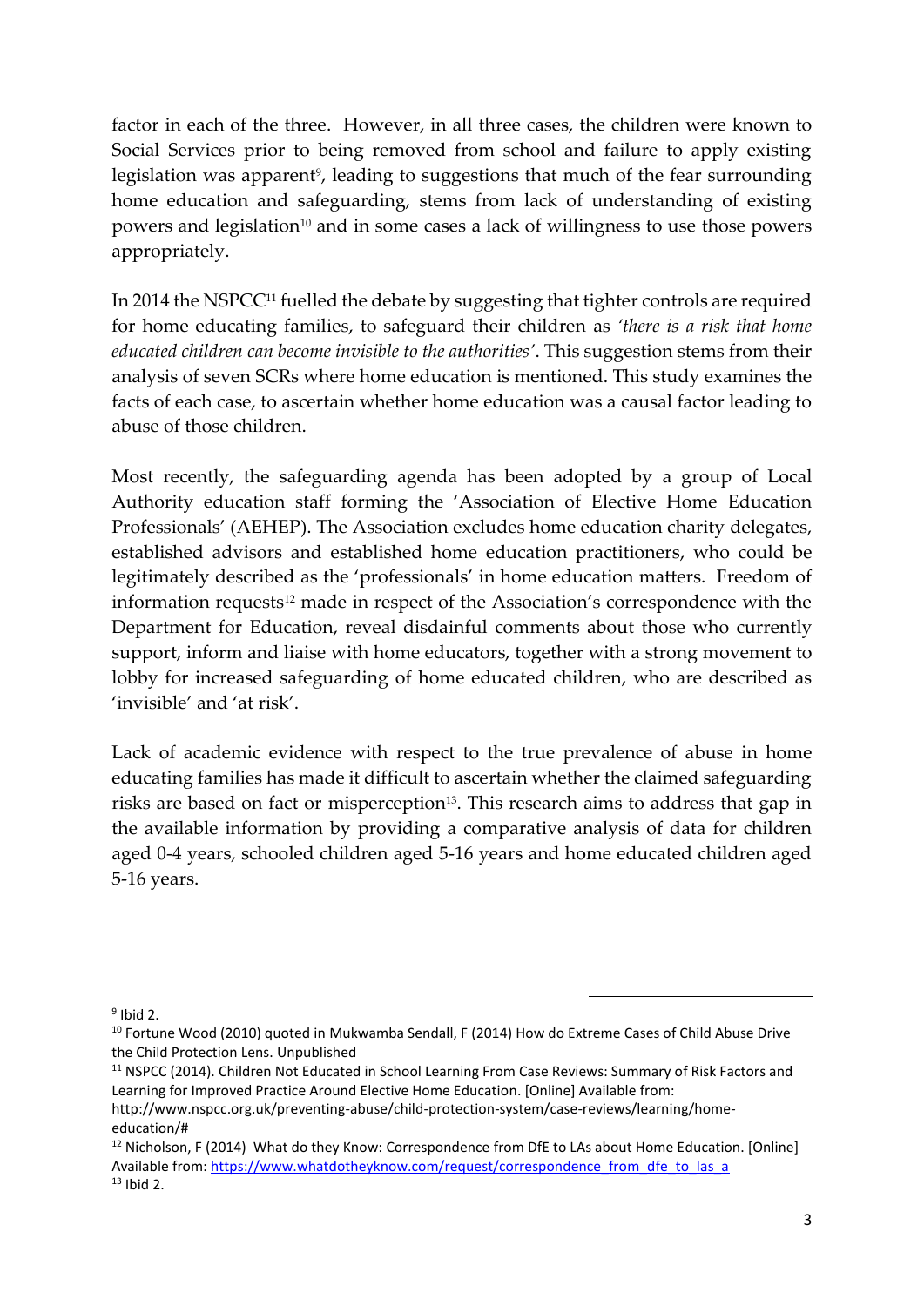factor in each of the three. However, in all three cases, the children were known to Social Services prior to being removed from school and failure to apply existing legislation was apparent[9], leading to suggestions that much of the fear surrounding home education and safeguarding, stems from lack of understanding of existing powers and legislation[10] and in some cases a lack of willingness to use those powers appropriately.

In 2014 the NSPCC[11] fuelled the debate by suggesting that tighter controls are required for home educating families, to safeguard their children as *'there is a risk that home educated children can become invisible to the authorities'*. This suggestion stems from their analysis of seven SCRs where home education is mentioned. This study examines the facts of each case, to ascertain whether home education was a causal factor leading to abuse of those children.

Most recently, the safeguarding agenda has been adopted by a group of Local Authority education staff forming the 'Association of Elective Home Education Professionals' (AEHEP). The Association excludes home education charity delegates, established advisors and established home education practitioners, who could be legitimately described as the 'professionals' in home education matters. Freedom of information requests[12] made in respect of the Association's correspondence with the Department for Education, reveal disdainful comments about those who currently support, inform and liaise with home educators, together with a strong movement to lobby for increased safeguarding of home educated children, who are described as 'invisible' and 'at risk'.

Lack of academic evidence with respect to the true prevalence of abuse in home educating families has made it difficult to ascertain whether the claimed safeguarding risks are based on fact or misperception[13]. This research aims to address that gap in the available information by providing a comparative analysis of data for children aged 0-4 years, schooled children aged 5-16 years and home educated children aged 5-16 years.

---

[9] Ibid 2.

[10] Fortune Wood (2010) quoted in Mukwamba Sendall, F (2014) How do Extreme Cases of Child Abuse Drive the Child Protection Lens. Unpublished

[11] NSPCC (2014). Children Not Educated in School Learning From Case Reviews: Summary of Risk Factors and Learning for Improved Practice Around Elective Home Education. [Online] Available from: http://www.nspcc.org.uk/preventing-abuse/child-protection-system/case-reviews/learning/home-education/#

[12] Nicholson, F (2014) What do they Know: Correspondence from DfE to LAs about Home Education. [Online] Available from: https://www.whatdotheyknow.com/request/correspondence_from_dfe_to_las_a

[13] Ibid 2.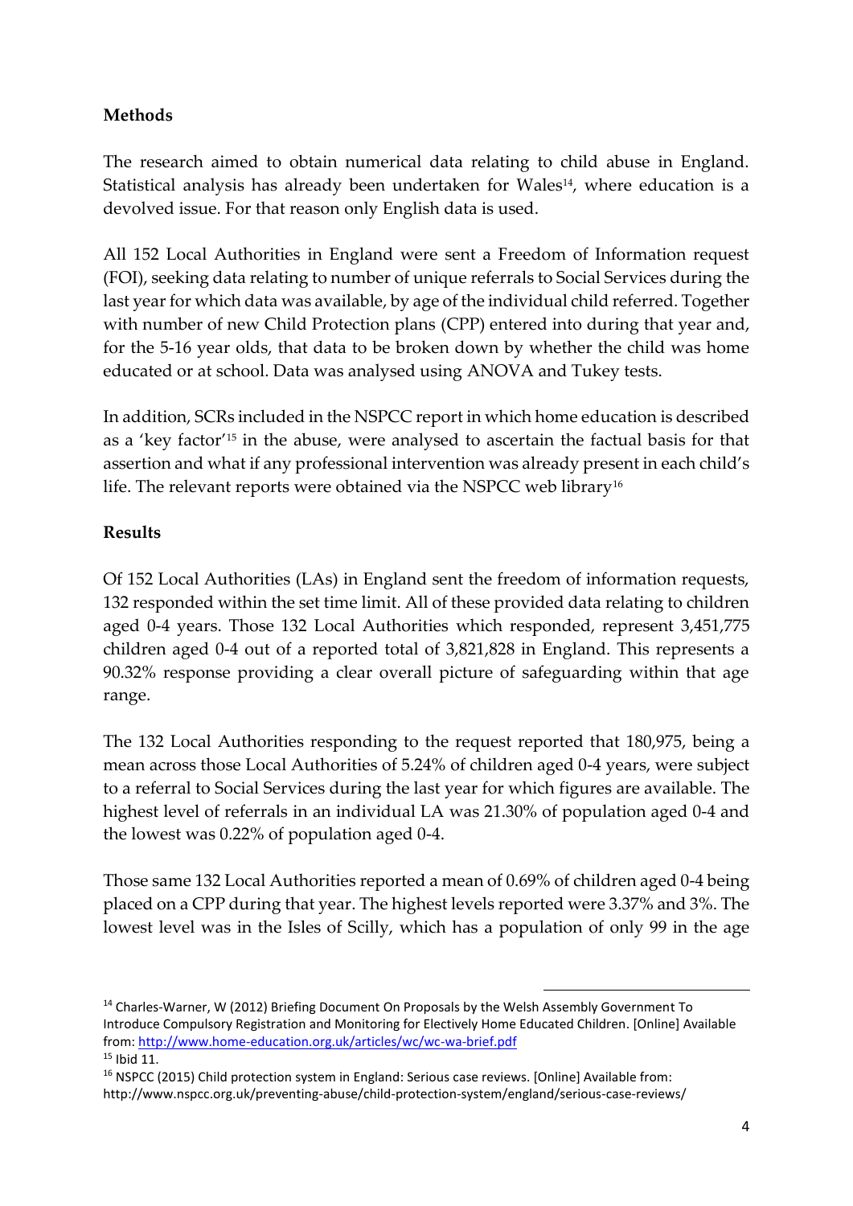**Methods**

The research aimed to obtain numerical data relating to child abuse in England. Statistical analysis has already been undertaken for Wales[14], where education is a devolved issue. For that reason only English data is used.

All 152 Local Authorities in England were sent a Freedom of Information request (FOI), seeking data relating to number of unique referrals to Social Services during the last year for which data was available, by age of the individual child referred. Together with number of new Child Protection plans (CPP) entered into during that year and, for the 5-16 year olds, that data to be broken down by whether the child was home educated or at school. Data was analysed using ANOVA and Tukey tests.

In addition, SCRs included in the NSPCC report in which home education is described as a 'key factor'[15] in the abuse, were analysed to ascertain the factual basis for that assertion and what if any professional intervention was already present in each child's life. The relevant reports were obtained via the NSPCC web library[16]

**Results**

Of 152 Local Authorities (LAs) in England sent the freedom of information requests, 132 responded within the set time limit. All of these provided data relating to children aged 0-4 years. Those 132 Local Authorities which responded, represent 3,451,775 children aged 0-4 out of a reported total of 3,821,828 in England. This represents a 90.32% response providing a clear overall picture of safeguarding within that age range.

The 132 Local Authorities responding to the request reported that 180,975, being a mean across those Local Authorities of 5.24% of children aged 0-4 years, were subject to a referral to Social Services during the last year for which figures are available. The highest level of referrals in an individual LA was 21.30% of population aged 0-4 and the lowest was 0.22% of population aged 0-4.

Those same 132 Local Authorities reported a mean of 0.69% of children aged 0-4 being placed on a CPP during that year. The highest levels reported were 3.37% and 3%. The lowest level was in the Isles of Scilly, which has a population of only 99 in the age

---

[14] Charles-Warner, W (2012) Briefing Document On Proposals by the Welsh Assembly Government To Introduce Compulsory Registration and Monitoring for Electively Home Educated Children. [Online] Available from: http://www.home-education.org.uk/articles/wc/wc-wa-brief.pdf

[15] Ibid 11.

[16] NSPCC (2015) Child protection system in England: Serious case reviews. [Online] Available from: http://www.nspcc.org.uk/preventing-abuse/child-protection-system/england/serious-case-reviews/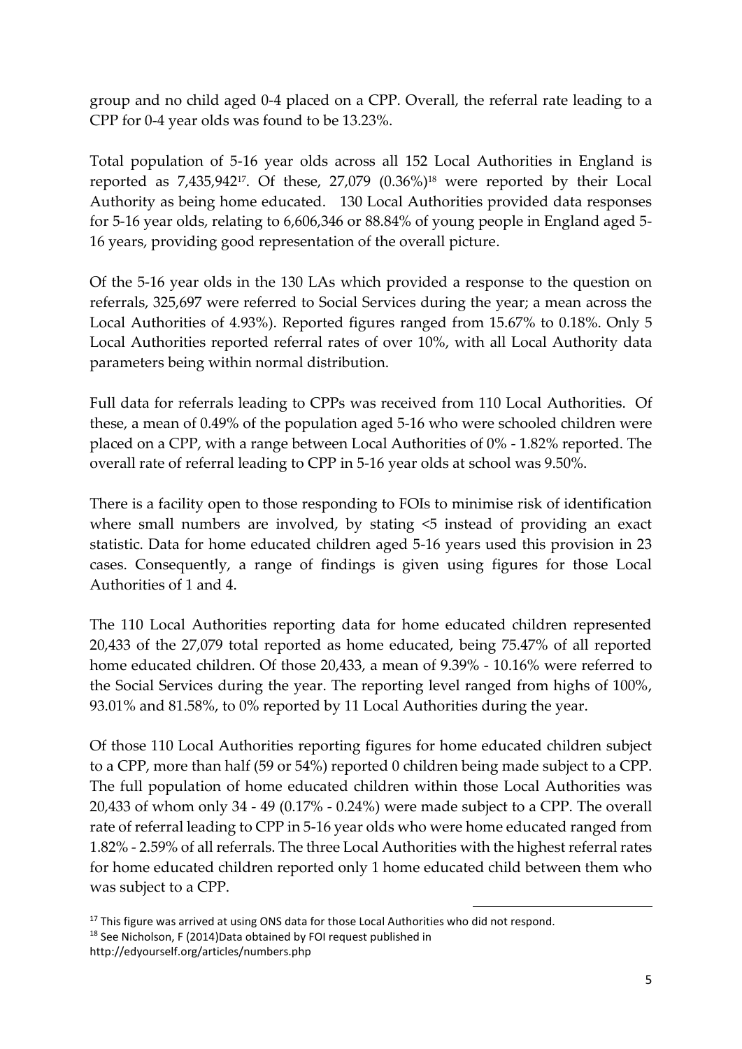group and no child aged 0-4 placed on a CPP. Overall, the referral rate leading to a CPP for 0-4 year olds was found to be 13.23%.

Total population of 5-16 year olds across all 152 Local Authorities in England is reported as 7,435,942[17]. Of these, 27,079 (0.36%)[18] were reported by their Local Authority as being home educated. 130 Local Authorities provided data responses for 5-16 year olds, relating to 6,606,346 or 88.84% of young people in England aged 5-16 years, providing good representation of the overall picture.

Of the 5-16 year olds in the 130 LAs which provided a response to the question on referrals, 325,697 were referred to Social Services during the year; a mean across the Local Authorities of 4.93%). Reported figures ranged from 15.67% to 0.18%. Only 5 Local Authorities reported referral rates of over 10%, with all Local Authority data parameters being within normal distribution.

Full data for referrals leading to CPPs was received from 110 Local Authorities. Of these, a mean of 0.49% of the population aged 5-16 who were schooled children were placed on a CPP, with a range between Local Authorities of 0% - 1.82% reported. The overall rate of referral leading to CPP in 5-16 year olds at school was 9.50%.

There is a facility open to those responding to FOIs to minimise risk of identification where small numbers are involved, by stating <5 instead of providing an exact statistic. Data for home educated children aged 5-16 years used this provision in 23 cases. Consequently, a range of findings is given using figures for those Local Authorities of 1 and 4.

The 110 Local Authorities reporting data for home educated children represented 20,433 of the 27,079 total reported as home educated, being 75.47% of all reported home educated children. Of those 20,433, a mean of 9.39% - 10.16% were referred to the Social Services during the year. The reporting level ranged from highs of 100%, 93.01% and 81.58%, to 0% reported by 11 Local Authorities during the year.

Of those 110 Local Authorities reporting figures for home educated children subject to a CPP, more than half (59 or 54%) reported 0 children being made subject to a CPP. The full population of home educated children within those Local Authorities was 20,433 of whom only 34 - 49 (0.17% - 0.24%) were made subject to a CPP. The overall rate of referral leading to CPP in 5-16 year olds who were home educated ranged from 1.82% - 2.59% of all referrals. The three Local Authorities with the highest referral rates for home educated children reported only 1 home educated child between them who was subject to a CPP.

[17] This figure was arrived at using ONS data for those Local Authorities who did not respond.

[18] See Nicholson, F (2014)Data obtained by FOI request published in http://edyourself.org/articles/numbers.php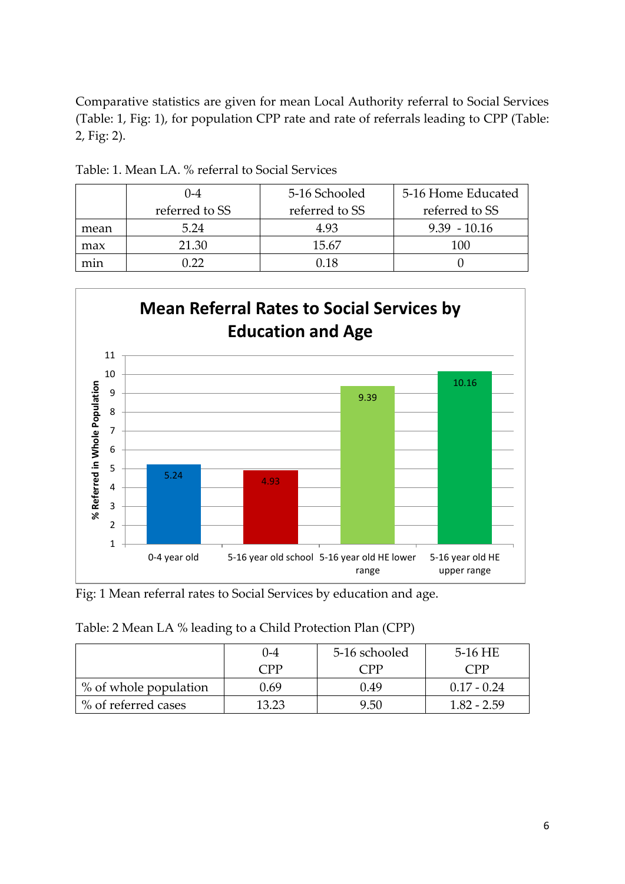Comparative statistics are given for mean Local Authority referral to Social Services (Table: 1, Fig: 1), for population CPP rate and rate of referrals leading to CPP (Table: 2, Fig: 2).

Table: 1. Mean LA. % referral to Social Services

| | 0-4 referred to SS | 5-16 Schooled referred to SS | 5-16 Home Educated referred to SS |
|---|---|---|---|
| mean | 5.24 | 4.93 | 9.39 - 10.16 |
| max | 21.30 | 15.67 | 100 |
| min | 0.22 | 0.18 | 0 |

Fig: 1 Mean referral rates to Social Services by education and age.

Table: 2 Mean LA % leading to a Child Protection Plan (CPP)

| | 0-4 CPP | 5-16 schooled CPP | 5-16 HE CPP |
|---|---|---|---|
| % of whole population | 0.69 | 0.49 | 0.17 - 0.24 |
| % of referred cases | 13.23 | 9.50 | 1.82 - 2.59 |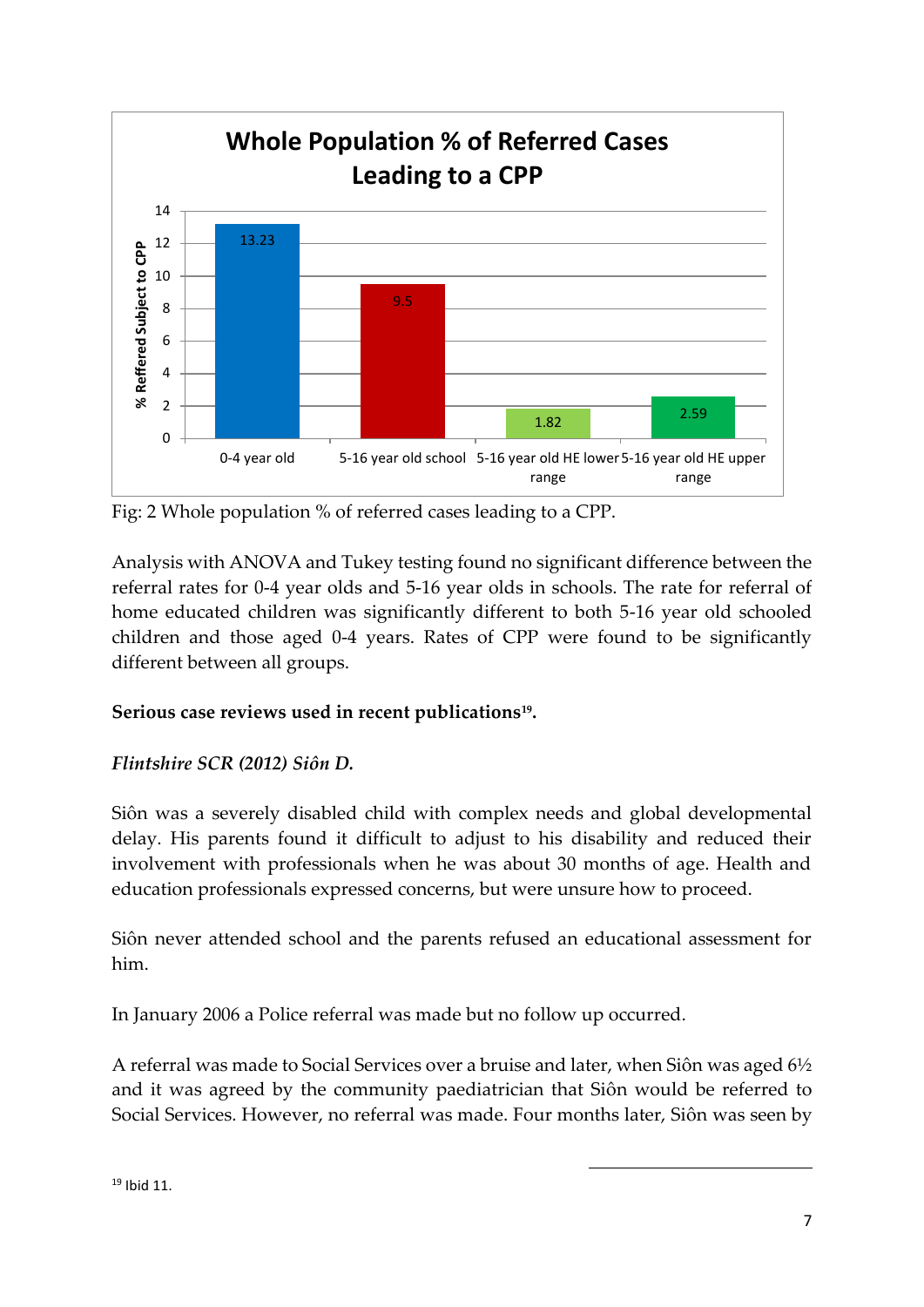Fig: 2 Whole population % of referred cases leading to a CPP.

Analysis with ANOVA and Tukey testing found no significant difference between the referral rates for 0-4 year olds and 5-16 year olds in schools. The rate for referral of home educated children was significantly different to both 5-16 year old schooled children and those aged 0-4 years. Rates of CPP were found to be significantly different between all groups.

**Serious case reviews used in recent publications[19].**

***Flintshire SCR (2012) Siôn D.***

Siôn was a severely disabled child with complex needs and global developmental delay. His parents found it difficult to adjust to his disability and reduced their involvement with professionals when he was about 30 months of age. Health and education professionals expressed concerns, but were unsure how to proceed.

Siôn never attended school and the parents refused an educational assessment for him.

In January 2006 a Police referral was made but no follow up occurred.

A referral was made to Social Services over a bruise and later, when Siôn was aged 6½ and it was agreed by the community paediatrician that Siôn would be referred to Social Services. However, no referral was made. Four months later, Siôn was seen by

[19] Ibid 11.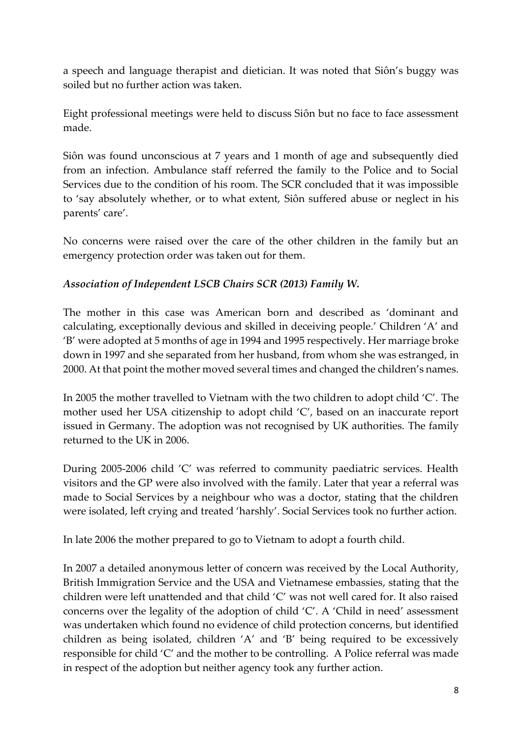a speech and language therapist and dietician. It was noted that Siôn's buggy was soiled but no further action was taken.

Eight professional meetings were held to discuss Siôn but no face to face assessment made.

Siôn was found unconscious at 7 years and 1 month of age and subsequently died from an infection. Ambulance staff referred the family to the Police and to Social Services due to the condition of his room. The SCR concluded that it was impossible to 'say absolutely whether, or to what extent, Siôn suffered abuse or neglect in his parents' care'.

No concerns were raised over the care of the other children in the family but an emergency protection order was taken out for them.

***Association of Independent LSCB Chairs SCR (2013) Family W.***

The mother in this case was American born and described as 'dominant and calculating, exceptionally devious and skilled in deceiving people.' Children 'A' and 'B' were adopted at 5 months of age in 1994 and 1995 respectively. Her marriage broke down in 1997 and she separated from her husband, from whom she was estranged, in 2000. At that point the mother moved several times and changed the children's names.

In 2005 the mother travelled to Vietnam with the two children to adopt child 'C'. The mother used her USA citizenship to adopt child 'C', based on an inaccurate report issued in Germany. The adoption was not recognised by UK authorities. The family returned to the UK in 2006.

During 2005-2006 child 'C' was referred to community paediatric services. Health visitors and the GP were also involved with the family. Later that year a referral was made to Social Services by a neighbour who was a doctor, stating that the children were isolated, left crying and treated 'harshly'. Social Services took no further action.

In late 2006 the mother prepared to go to Vietnam to adopt a fourth child.

In 2007 a detailed anonymous letter of concern was received by the Local Authority, British Immigration Service and the USA and Vietnamese embassies, stating that the children were left unattended and that child 'C' was not well cared for. It also raised concerns over the legality of the adoption of child 'C'. A 'Child in need' assessment was undertaken which found no evidence of child protection concerns, but identified children as being isolated, children 'A' and 'B' being required to be excessively responsible for child 'C' and the mother to be controlling. A Police referral was made in respect of the adoption but neither agency took any further action.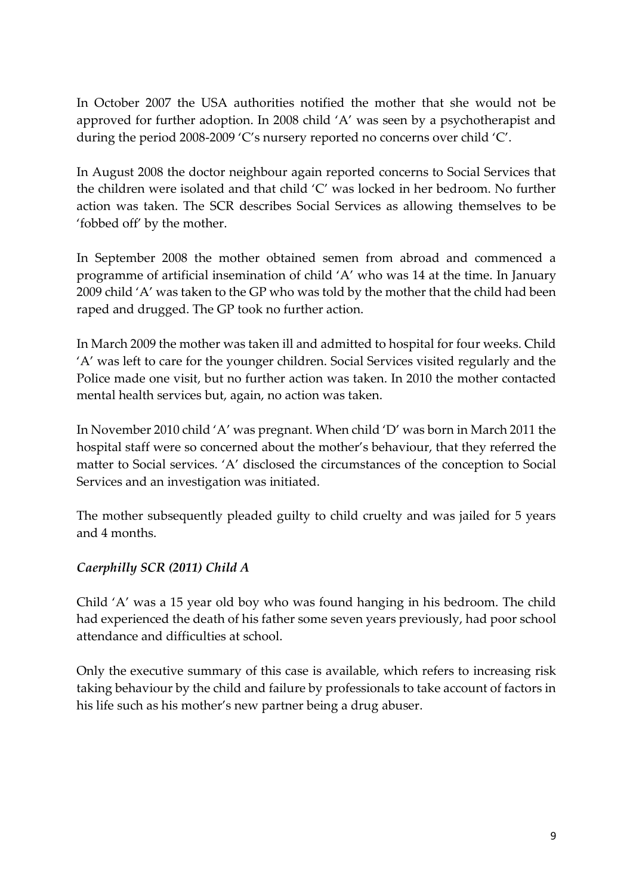In October 2007 the USA authorities notified the mother that she would not be approved for further adoption. In 2008 child 'A' was seen by a psychotherapist and during the period 2008-2009 'C's nursery reported no concerns over child 'C'.

In August 2008 the doctor neighbour again reported concerns to Social Services that the children were isolated and that child 'C' was locked in her bedroom. No further action was taken. The SCR describes Social Services as allowing themselves to be 'fobbed off' by the mother.

In September 2008 the mother obtained semen from abroad and commenced a programme of artificial insemination of child 'A' who was 14 at the time. In January 2009 child 'A' was taken to the GP who was told by the mother that the child had been raped and drugged. The GP took no further action.

In March 2009 the mother was taken ill and admitted to hospital for four weeks. Child 'A' was left to care for the younger children. Social Services visited regularly and the Police made one visit, but no further action was taken. In 2010 the mother contacted mental health services but, again, no action was taken.

In November 2010 child 'A' was pregnant. When child 'D' was born in March 2011 the hospital staff were so concerned about the mother's behaviour, that they referred the matter to Social services. 'A' disclosed the circumstances of the conception to Social Services and an investigation was initiated.

The mother subsequently pleaded guilty to child cruelty and was jailed for 5 years and 4 months.

***Caerphilly SCR (2011) Child A***

Child 'A' was a 15 year old boy who was found hanging in his bedroom. The child had experienced the death of his father some seven years previously, had poor school attendance and difficulties at school.

Only the executive summary of this case is available, which refers to increasing risk taking behaviour by the child and failure by professionals to take account of factors in his life such as his mother's new partner being a drug abuser.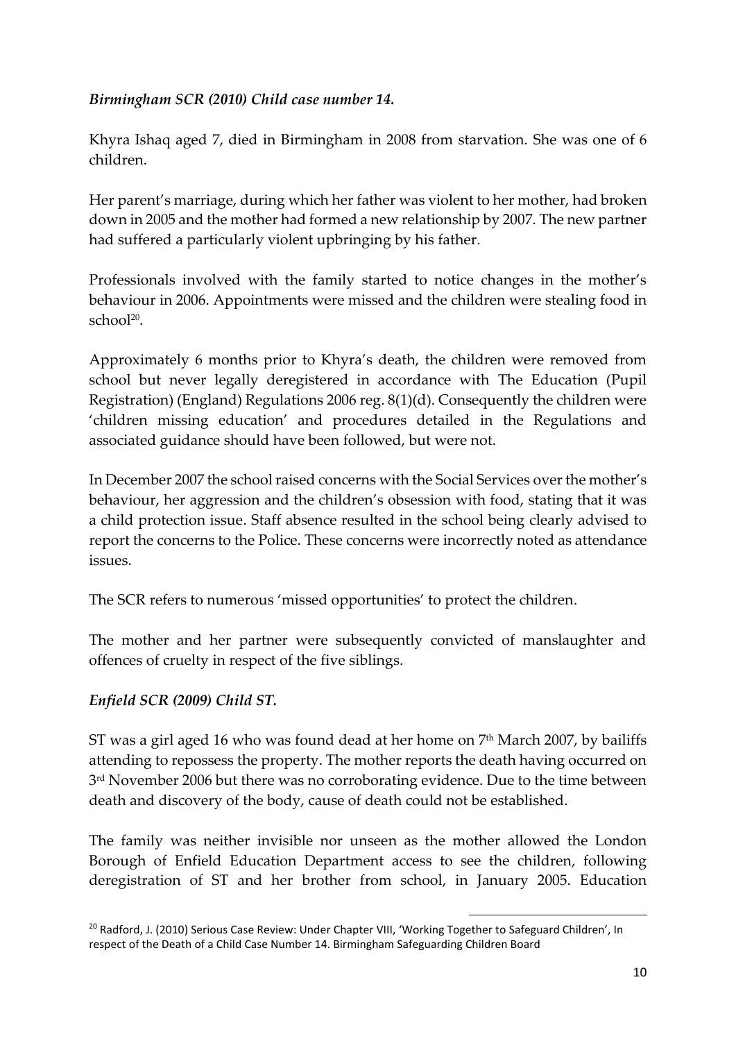*Birmingham SCR (2010) Child case number 14.*

Khyra Ishaq aged 7, died in Birmingham in 2008 from starvation. She was one of 6 children.

Her parent's marriage, during which her father was violent to her mother, had broken down in 2005 and the mother had formed a new relationship by 2007. The new partner had suffered a particularly violent upbringing by his father.

Professionals involved with the family started to notice changes in the mother's behaviour in 2006. Appointments were missed and the children were stealing food in school[20].

Approximately 6 months prior to Khyra's death, the children were removed from school but never legally deregistered in accordance with The Education (Pupil Registration) (England) Regulations 2006 reg. 8(1)(d). Consequently the children were 'children missing education' and procedures detailed in the Regulations and associated guidance should have been followed, but were not.

In December 2007 the school raised concerns with the Social Services over the mother's behaviour, her aggression and the children's obsession with food, stating that it was a child protection issue. Staff absence resulted in the school being clearly advised to report the concerns to the Police. These concerns were incorrectly noted as attendance issues.

The SCR refers to numerous 'missed opportunities' to protect the children.

The mother and her partner were subsequently convicted of manslaughter and offences of cruelty in respect of the five siblings.

*Enfield SCR (2009) Child ST.*

ST was a girl aged 16 who was found dead at her home on 7th March 2007, by bailiffs attending to repossess the property. The mother reports the death having occurred on 3rd November 2006 but there was no corroborating evidence. Due to the time between death and discovery of the body, cause of death could not be established.

The family was neither invisible nor unseen as the mother allowed the London Borough of Enfield Education Department access to see the children, following deregistration of ST and her brother from school, in January 2005. Education

[20] Radford, J. (2010) Serious Case Review: Under Chapter VIII, 'Working Together to Safeguard Children', In respect of the Death of a Child Case Number 14. Birmingham Safeguarding Children Board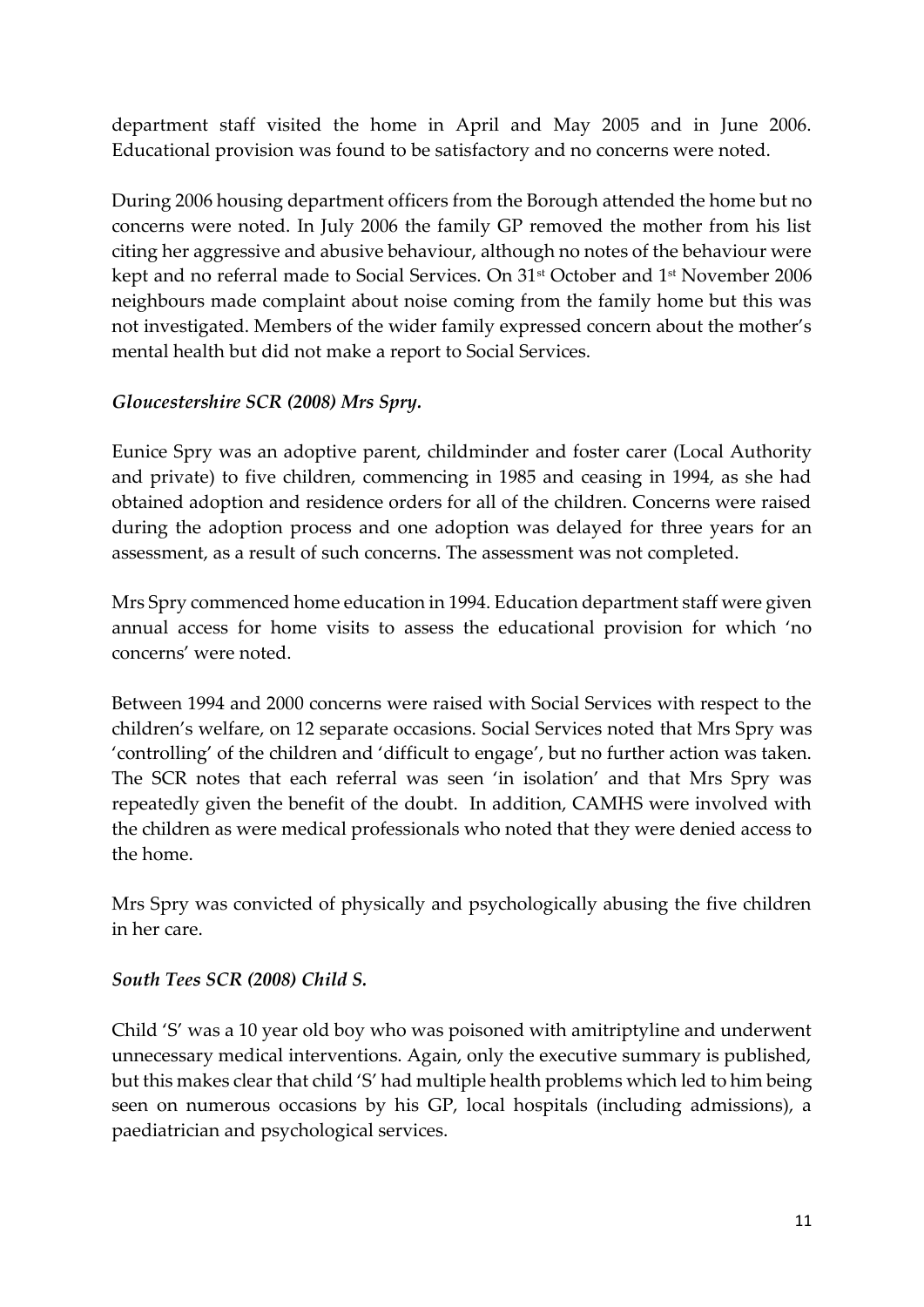department staff visited the home in April and May 2005 and in June 2006. Educational provision was found to be satisfactory and no concerns were noted.

During 2006 housing department officers from the Borough attended the home but no concerns were noted. In July 2006 the family GP removed the mother from his list citing her aggressive and abusive behaviour, although no notes of the behaviour were kept and no referral made to Social Services. On 31st October and 1st November 2006 neighbours made complaint about noise coming from the family home but this was not investigated. Members of the wider family expressed concern about the mother's mental health but did not make a report to Social Services.

***Gloucestershire SCR (2008) Mrs Spry.***

Eunice Spry was an adoptive parent, childminder and foster carer (Local Authority and private) to five children, commencing in 1985 and ceasing in 1994, as she had obtained adoption and residence orders for all of the children. Concerns were raised during the adoption process and one adoption was delayed for three years for an assessment, as a result of such concerns. The assessment was not completed.

Mrs Spry commenced home education in 1994. Education department staff were given annual access for home visits to assess the educational provision for which 'no concerns' were noted.

Between 1994 and 2000 concerns were raised with Social Services with respect to the children's welfare, on 12 separate occasions. Social Services noted that Mrs Spry was 'controlling' of the children and 'difficult to engage', but no further action was taken. The SCR notes that each referral was seen 'in isolation' and that Mrs Spry was repeatedly given the benefit of the doubt. In addition, CAMHS were involved with the children as were medical professionals who noted that they were denied access to the home.

Mrs Spry was convicted of physically and psychologically abusing the five children in her care.

***South Tees SCR (2008) Child S.***

Child 'S' was a 10 year old boy who was poisoned with amitriptyline and underwent unnecessary medical interventions. Again, only the executive summary is published, but this makes clear that child 'S' had multiple health problems which led to him being seen on numerous occasions by his GP, local hospitals (including admissions), a paediatrician and psychological services.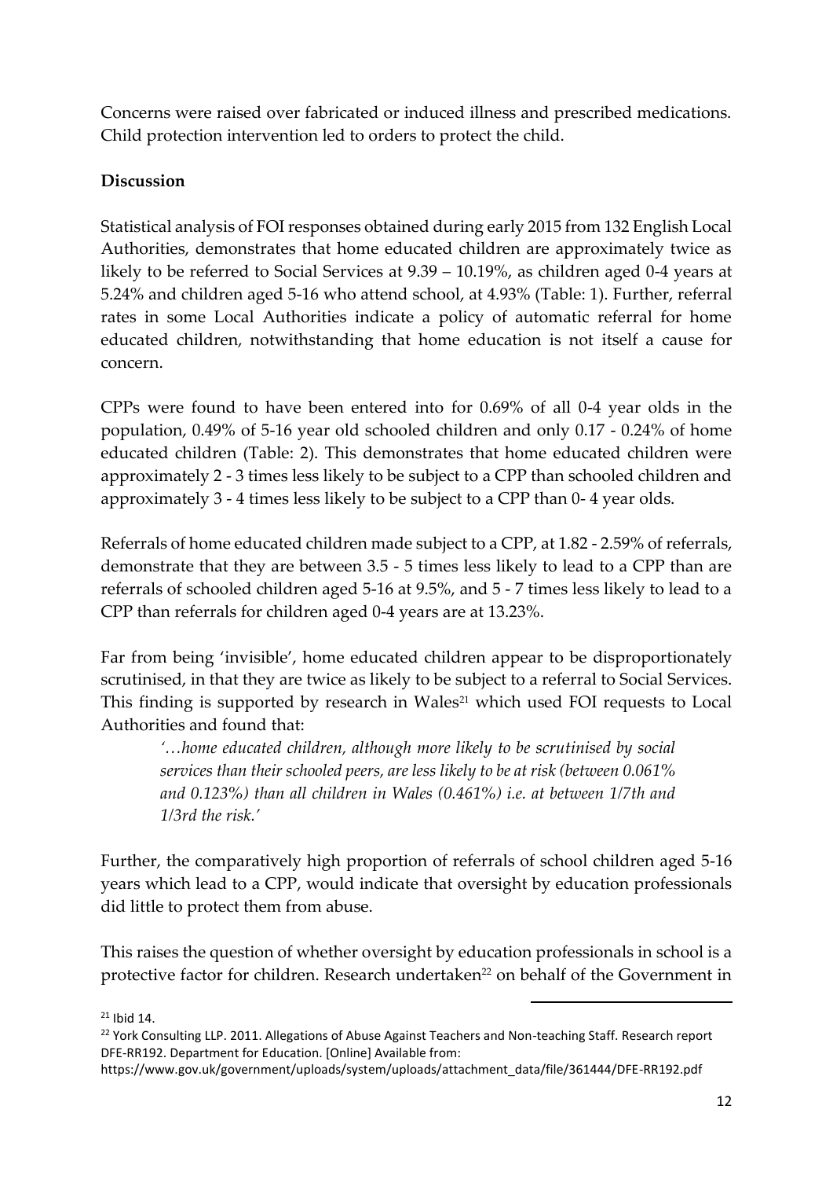Concerns were raised over fabricated or induced illness and prescribed medications. Child protection intervention led to orders to protect the child.

**Discussion**

Statistical analysis of FOI responses obtained during early 2015 from 132 English Local Authorities, demonstrates that home educated children are approximately twice as likely to be referred to Social Services at 9.39 – 10.19%, as children aged 0-4 years at 5.24% and children aged 5-16 who attend school, at 4.93% (Table: 1). Further, referral rates in some Local Authorities indicate a policy of automatic referral for home educated children, notwithstanding that home education is not itself a cause for concern.

CPPs were found to have been entered into for 0.69% of all 0-4 year olds in the population, 0.49% of 5-16 year old schooled children and only 0.17 - 0.24% of home educated children (Table: 2). This demonstrates that home educated children were approximately 2 - 3 times less likely to be subject to a CPP than schooled children and approximately 3 - 4 times less likely to be subject to a CPP than 0- 4 year olds.

Referrals of home educated children made subject to a CPP, at 1.82 - 2.59% of referrals, demonstrate that they are between 3.5 - 5 times less likely to lead to a CPP than are referrals of schooled children aged 5-16 at 9.5%, and 5 - 7 times less likely to lead to a CPP than referrals for children aged 0-4 years are at 13.23%.

Far from being 'invisible', home educated children appear to be disproportionately scrutinised, in that they are twice as likely to be subject to a referral to Social Services. This finding is supported by research in Wales[21] which used FOI requests to Local Authorities and found that:

> *'…home educated children, although more likely to be scrutinised by social services than their schooled peers, are less likely to be at risk (between 0.061% and 0.123%) than all children in Wales (0.461%) i.e. at between 1/7th and 1/3rd the risk.'*

Further, the comparatively high proportion of referrals of school children aged 5-16 years which lead to a CPP, would indicate that oversight by education professionals did little to protect them from abuse.

This raises the question of whether oversight by education professionals in school is a protective factor for children. Research undertaken[22] on behalf of the Government in

---

[21] Ibid 14.

[22] York Consulting LLP. 2011. Allegations of Abuse Against Teachers and Non-teaching Staff. Research report DFE-RR192. Department for Education. [Online] Available from: https://www.gov.uk/government/uploads/system/uploads/attachment_data/file/361444/DFE-RR192.pdf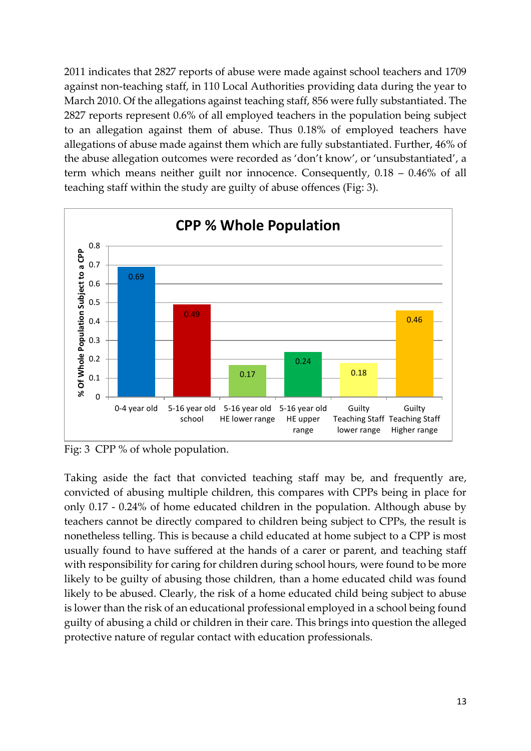2011 indicates that 2827 reports of abuse were made against school teachers and 1709 against non-teaching staff, in 110 Local Authorities providing data during the year to March 2010. Of the allegations against teaching staff, 856 were fully substantiated. The 2827 reports represent 0.6% of all employed teachers in the population being subject to an allegation against them of abuse. Thus 0.18% of employed teachers have allegations of abuse made against them which are fully substantiated. Further, 46% of the abuse allegation outcomes were recorded as 'don't know', or 'unsubstantiated', a term which means neither guilt nor innocence. Consequently, 0.18 – 0.46% of all teaching staff within the study are guilty of abuse offences (Fig: 3).

**CPP % Whole Population**

| Category | % Of Whole Population Subject to a CPP |
| --- | --- |
| 0-4 year old | 0.69 |
| 5-16 year old school | 0.49 |
| 5-16 year old HE lower range | 0.17 |
| 5-16 year old HE upper range | 0.24 |
| Guilty Teaching Staff lower range | 0.18 |
| Guilty Teaching Staff Higher range | 0.46 |

Fig: 3 CPP % of whole population.

Taking aside the fact that convicted teaching staff may be, and frequently are, convicted of abusing multiple children, this compares with CPPs being in place for only 0.17 - 0.24% of home educated children in the population. Although abuse by teachers cannot be directly compared to children being subject to CPPs, the result is nonetheless telling. This is because a child educated at home subject to a CPP is most usually found to have suffered at the hands of a carer or parent, and teaching staff with responsibility for caring for children during school hours, were found to be more likely to be guilty of abusing those children, than a home educated child was found likely to be abused. Clearly, the risk of a home educated child being subject to abuse is lower than the risk of an educational professional employed in a school being found guilty of abusing a child or children in their care. This brings into question the alleged protective nature of regular contact with education professionals.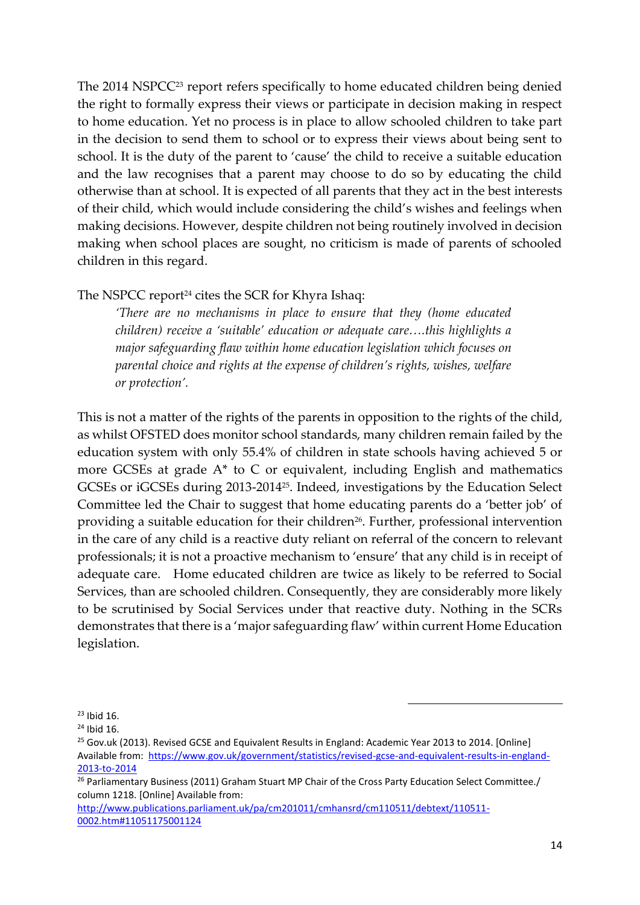The 2014 NSPCC[23] report refers specifically to home educated children being denied the right to formally express their views or participate in decision making in respect to home education. Yet no process is in place to allow schooled children to take part in the decision to send them to school or to express their views about being sent to school. It is the duty of the parent to 'cause' the child to receive a suitable education and the law recognises that a parent may choose to do so by educating the child otherwise than at school. It is expected of all parents that they act in the best interests of their child, which would include considering the child's wishes and feelings when making decisions. However, despite children not being routinely involved in decision making when school places are sought, no criticism is made of parents of schooled children in this regard.

The NSPCC report[24] cites the SCR for Khyra Ishaq:

> *'There are no mechanisms in place to ensure that they (home educated children) receive a 'suitable' education or adequate care….this highlights a major safeguarding flaw within home education legislation which focuses on parental choice and rights at the expense of children's rights, wishes, welfare or protection'.*

This is not a matter of the rights of the parents in opposition to the rights of the child, as whilst OFSTED does monitor school standards, many children remain failed by the education system with only 55.4% of children in state schools having achieved 5 or more GCSEs at grade A* to C or equivalent, including English and mathematics GCSEs or iGCSEs during 2013-2014[25]. Indeed, investigations by the Education Select Committee led the Chair to suggest that home educating parents do a 'better job' of providing a suitable education for their children[26]. Further, professional intervention in the care of any child is a reactive duty reliant on referral of the concern to relevant professionals; it is not a proactive mechanism to 'ensure' that any child is in receipt of adequate care. Home educated children are twice as likely to be referred to Social Services, than are schooled children. Consequently, they are considerably more likely to be scrutinised by Social Services under that reactive duty. Nothing in the SCRs demonstrates that there is a 'major safeguarding flaw' within current Home Education legislation.

---

[23] Ibid 16.

[24] Ibid 16.

[25] Gov.uk (2013). Revised GCSE and Equivalent Results in England: Academic Year 2013 to 2014. [Online] Available from: https://www.gov.uk/government/statistics/revised-gcse-and-equivalent-results-in-england-2013-to-2014

[26] Parliamentary Business (2011) Graham Stuart MP Chair of the Cross Party Education Select Committee./ column 1218. [Online] Available from: http://www.publications.parliament.uk/pa/cm201011/cmhansrd/cm110511/debtext/110511-0002.htm#11051175001124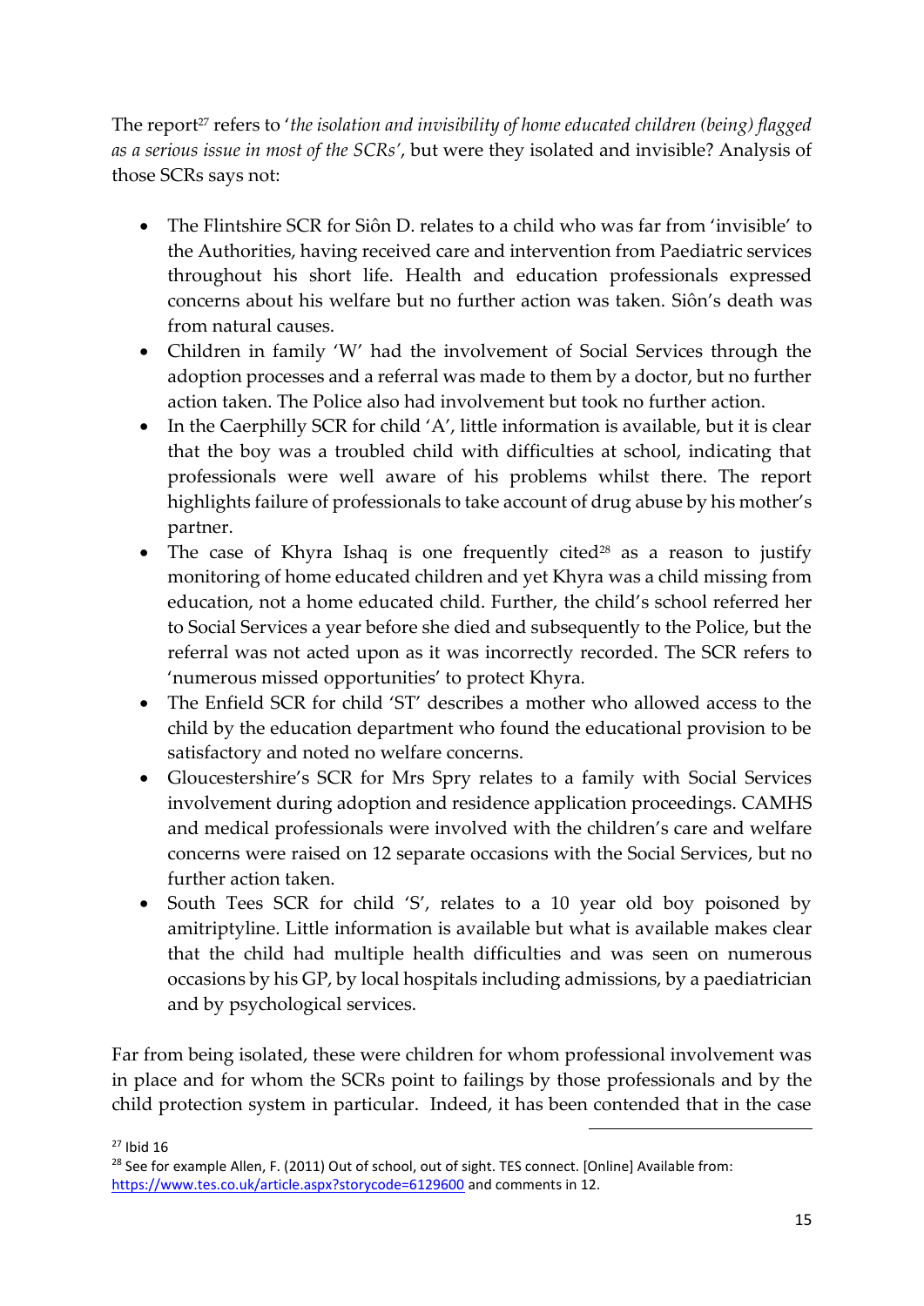The report[27] refers to '*the isolation and invisibility of home educated children (being) flagged as a serious issue in most of the SCRs*', but were they isolated and invisible? Analysis of those SCRs says not:

- The Flintshire SCR for Siôn D. relates to a child who was far from 'invisible' to the Authorities, having received care and intervention from Paediatric services throughout his short life. Health and education professionals expressed concerns about his welfare but no further action was taken. Siôn's death was from natural causes.
- Children in family 'W' had the involvement of Social Services through the adoption processes and a referral was made to them by a doctor, but no further action taken. The Police also had involvement but took no further action.
- In the Caerphilly SCR for child 'A', little information is available, but it is clear that the boy was a troubled child with difficulties at school, indicating that professionals were well aware of his problems whilst there. The report highlights failure of professionals to take account of drug abuse by his mother's partner.
- The case of Khyra Ishaq is one frequently cited[28] as a reason to justify monitoring of home educated children and yet Khyra was a child missing from education, not a home educated child. Further, the child's school referred her to Social Services a year before she died and subsequently to the Police, but the referral was not acted upon as it was incorrectly recorded. The SCR refers to 'numerous missed opportunities' to protect Khyra.
- The Enfield SCR for child 'ST' describes a mother who allowed access to the child by the education department who found the educational provision to be satisfactory and noted no welfare concerns.
- Gloucestershire's SCR for Mrs Spry relates to a family with Social Services involvement during adoption and residence application proceedings. CAMHS and medical professionals were involved with the children's care and welfare concerns were raised on 12 separate occasions with the Social Services, but no further action taken.
- South Tees SCR for child 'S', relates to a 10 year old boy poisoned by amitriptyline. Little information is available but what is available makes clear that the child had multiple health difficulties and was seen on numerous occasions by his GP, by local hospitals including admissions, by a paediatrician and by psychological services.

Far from being isolated, these were children for whom professional involvement was in place and for whom the SCRs point to failings by those professionals and by the child protection system in particular. Indeed, it has been contended that in the case

---

[27] Ibid 16

[28] See for example Allen, F. (2011) Out of school, out of sight. TES connect. [Online] Available from: https://www.tes.co.uk/article.aspx?storycode=6129600 and comments in 12.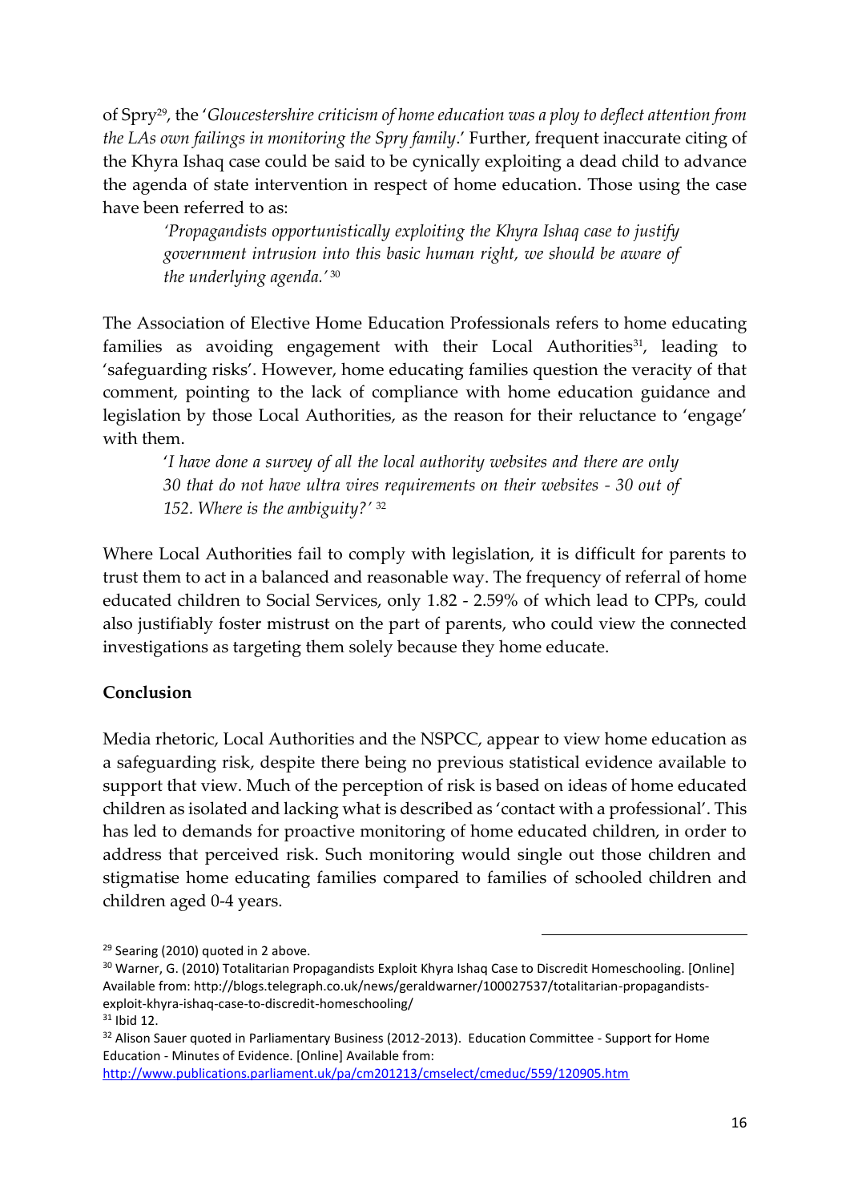of Spry[29], the '*Gloucestershire criticism of home education was a ploy to deflect attention from the LAs own failings in monitoring the Spry family*.' Further, frequent inaccurate citing of the Khyra Ishaq case could be said to be cynically exploiting a dead child to advance the agenda of state intervention in respect of home education. Those using the case have been referred to as:

> *'Propagandists opportunistically exploiting the Khyra Ishaq case to justify government intrusion into this basic human right, we should be aware of the underlying agenda.'* [30]

The Association of Elective Home Education Professionals refers to home educating families as avoiding engagement with their Local Authorities[31], leading to 'safeguarding risks'. However, home educating families question the veracity of that comment, pointing to the lack of compliance with home education guidance and legislation by those Local Authorities, as the reason for their reluctance to 'engage' with them.

> '*I have done a survey of all the local authority websites and there are only 30 that do not have ultra vires requirements on their websites - 30 out of 152. Where is the ambiguity?'* [32]

Where Local Authorities fail to comply with legislation, it is difficult for parents to trust them to act in a balanced and reasonable way. The frequency of referral of home educated children to Social Services, only 1.82 - 2.59% of which lead to CPPs, could also justifiably foster mistrust on the part of parents, who could view the connected investigations as targeting them solely because they home educate.

**Conclusion**

Media rhetoric, Local Authorities and the NSPCC, appear to view home education as a safeguarding risk, despite there being no previous statistical evidence available to support that view. Much of the perception of risk is based on ideas of home educated children as isolated and lacking what is described as 'contact with a professional'. This has led to demands for proactive monitoring of home educated children, in order to address that perceived risk. Such monitoring would single out those children and stigmatise home educating families compared to families of schooled children and children aged 0-4 years.

---

[29] Searing (2010) quoted in 2 above.

[30] Warner, G. (2010) Totalitarian Propagandists Exploit Khyra Ishaq Case to Discredit Homeschooling. [Online] Available from: http://blogs.telegraph.co.uk/news/geraldwarner/100027537/totalitarian-propagandists-exploit-khyra-ishaq-case-to-discredit-homeschooling/

[31] Ibid 12.

[32] Alison Sauer quoted in Parliamentary Business (2012-2013). Education Committee - Support for Home Education - Minutes of Evidence. [Online] Available from: http://www.publications.parliament.uk/pa/cm201213/cmselect/cmeduc/559/120905.htm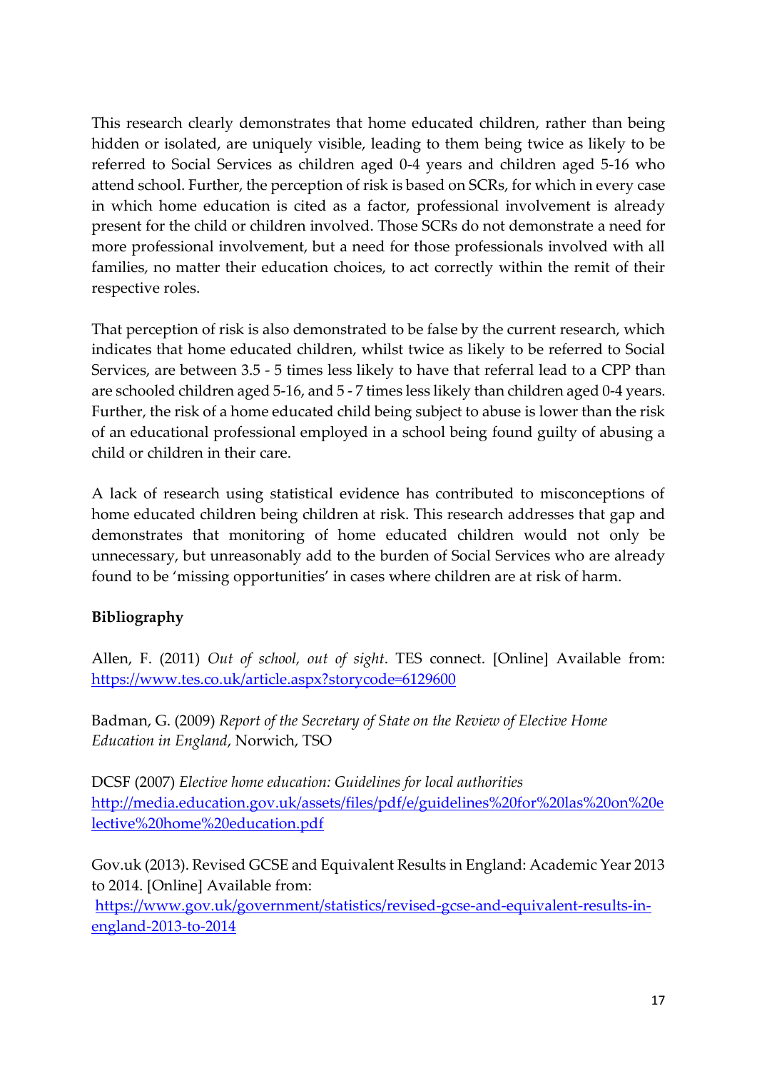This research clearly demonstrates that home educated children, rather than being hidden or isolated, are uniquely visible, leading to them being twice as likely to be referred to Social Services as children aged 0-4 years and children aged 5-16 who attend school. Further, the perception of risk is based on SCRs, for which in every case in which home education is cited as a factor, professional involvement is already present for the child or children involved. Those SCRs do not demonstrate a need for more professional involvement, but a need for those professionals involved with all families, no matter their education choices, to act correctly within the remit of their respective roles.

That perception of risk is also demonstrated to be false by the current research, which indicates that home educated children, whilst twice as likely to be referred to Social Services, are between 3.5 - 5 times less likely to have that referral lead to a CPP than are schooled children aged 5-16, and 5 - 7 times less likely than children aged 0-4 years. Further, the risk of a home educated child being subject to abuse is lower than the risk of an educational professional employed in a school being found guilty of abusing a child or children in their care.

A lack of research using statistical evidence has contributed to misconceptions of home educated children being children at risk. This research addresses that gap and demonstrates that monitoring of home educated children would not only be unnecessary, but unreasonably add to the burden of Social Services who are already found to be 'missing opportunities' in cases where children are at risk of harm.

**Bibliography**

Allen, F. (2011) *Out of school, out of sight*. TES connect. [Online] Available from: https://www.tes.co.uk/article.aspx?storycode=6129600

Badman, G. (2009) *Report of the Secretary of State on the Review of Elective Home Education in England*, Norwich, TSO

DCSF (2007) *Elective home education: Guidelines for local authorities* http://media.education.gov.uk/assets/files/pdf/e/guidelines%20for%20las%20on%20elective%20home%20education.pdf

Gov.uk (2013). Revised GCSE and Equivalent Results in England: Academic Year 2013 to 2014. [Online] Available from: https://www.gov.uk/government/statistics/revised-gcse-and-equivalent-results-in-england-2013-to-2014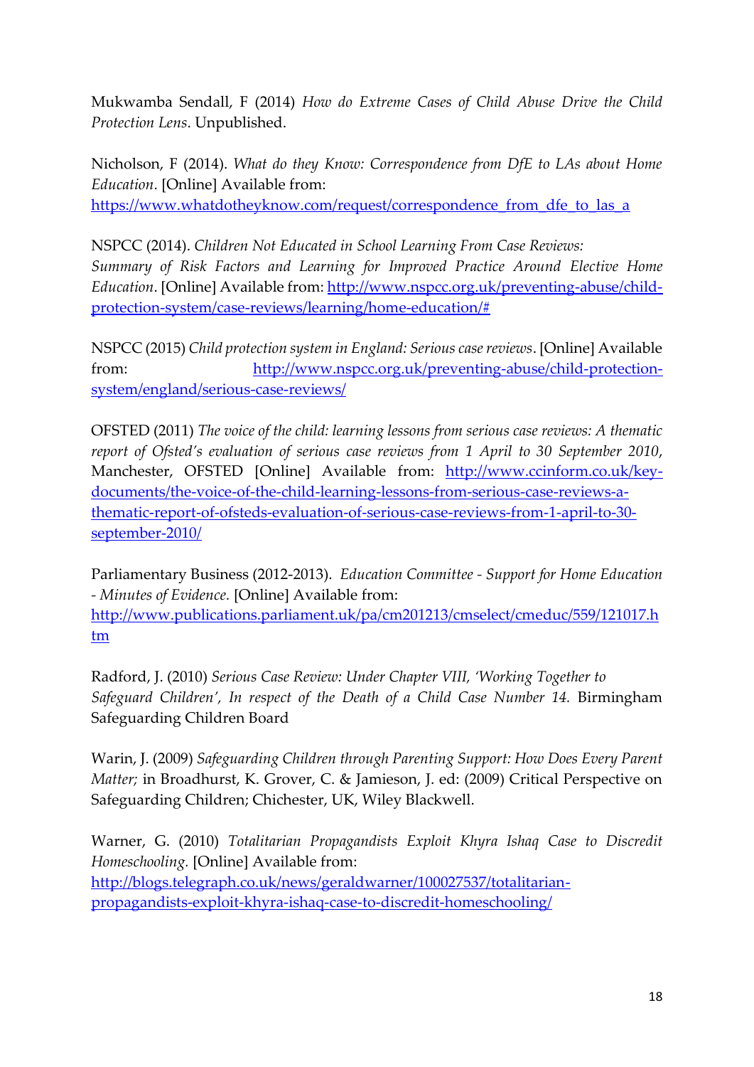Mukwamba Sendall, F (2014) *How do Extreme Cases of Child Abuse Drive the Child Protection Lens*. Unpublished.

Nicholson, F (2014). *What do they Know: Correspondence from DfE to LAs about Home Education*. [Online] Available from: https://www.whatdotheyknow.com/request/correspondence_from_dfe_to_las_a

NSPCC (2014). *Children Not Educated in School Learning From Case Reviews: Summary of Risk Factors and Learning for Improved Practice Around Elective Home Education*. [Online] Available from: http://www.nspcc.org.uk/preventing-abuse/child-protection-system/case-reviews/learning/home-education/#

NSPCC (2015) *Child protection system in England: Serious case reviews*. [Online] Available from: http://www.nspcc.org.uk/preventing-abuse/child-protection-system/england/serious-case-reviews/

OFSTED (2011) *The voice of the child: learning lessons from serious case reviews: A thematic report of Ofsted's evaluation of serious case reviews from 1 April to 30 September 2010*, Manchester, OFSTED [Online] Available from: http://www.ccinform.co.uk/key-documents/the-voice-of-the-child-learning-lessons-from-serious-case-reviews-a-thematic-report-of-ofsteds-evaluation-of-serious-case-reviews-from-1-april-to-30-september-2010/

Parliamentary Business (2012-2013). *Education Committee - Support for Home Education - Minutes of Evidence.* [Online] Available from: http://www.publications.parliament.uk/pa/cm201213/cmselect/cmeduc/559/121017.htm

Radford, J. (2010) *Serious Case Review: Under Chapter VIII, 'Working Together to Safeguard Children', In respect of the Death of a Child Case Number 14.* Birmingham Safeguarding Children Board

Warin, J. (2009) *Safeguarding Children through Parenting Support: How Does Every Parent Matter;* in Broadhurst, K. Grover, C. & Jamieson, J. ed: (2009) Critical Perspective on Safeguarding Children; Chichester, UK, Wiley Blackwell.

Warner, G. (2010) *Totalitarian Propagandists Exploit Khyra Ishaq Case to Discredit Homeschooling.* [Online] Available from: http://blogs.telegraph.co.uk/news/geraldwarner/100027537/totalitarian-propagandists-exploit-khyra-ishaq-case-to-discredit-homeschooling/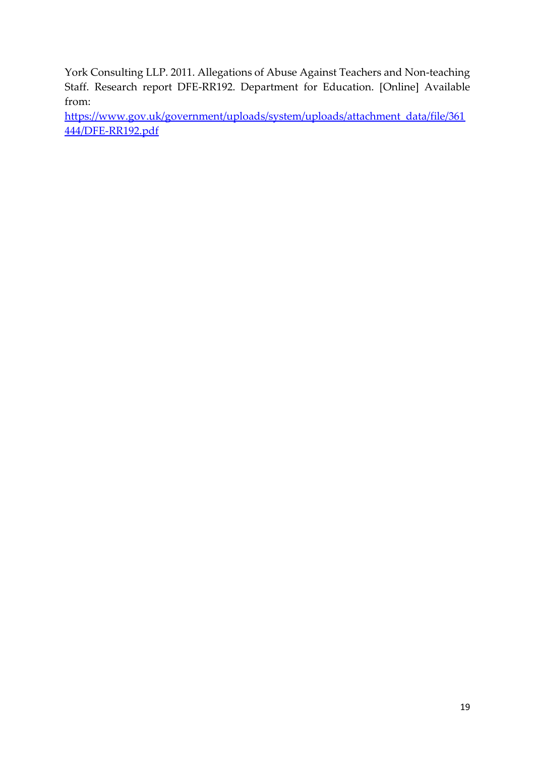York Consulting LLP. 2011. Allegations of Abuse Against Teachers and Non-teaching Staff. Research report DFE-RR192. Department for Education. [Online] Available from:
https://www.gov.uk/government/uploads/system/uploads/attachment_data/file/361444/DFE-RR192.pdf